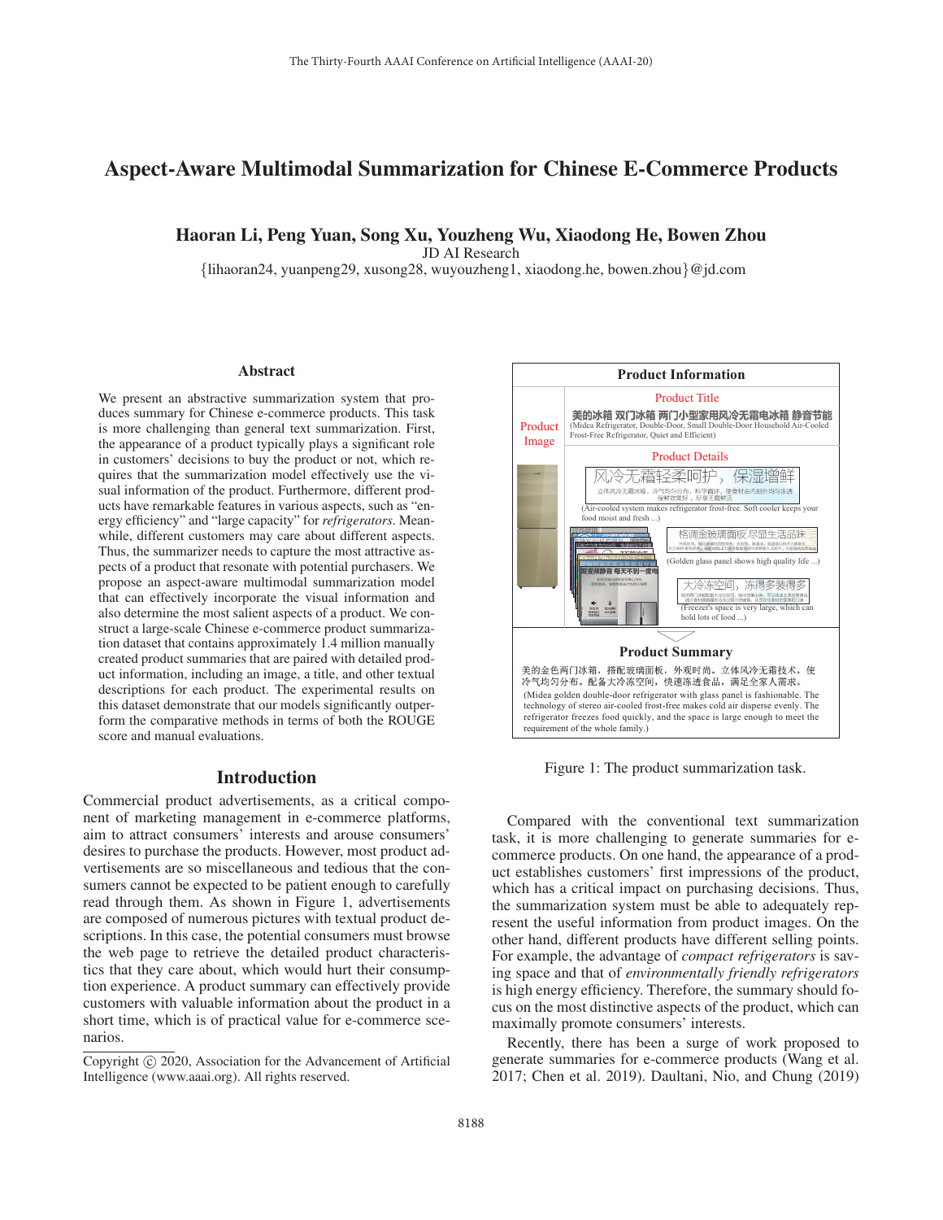# Aspect-Aware Multimodal Summarization for Chinese E-Commerce Products

**Haoran Li, Peng Yuan, Song Xu, Youzheng Wu, Xiaodong He, Bowen Zhou**
JD AI Research
{lihaoran24, yuanpeng29, xusong28, wuyouzheng1, xiaodong.he, bowen.zhou}@jd.com

## Abstract

We present an abstractive summarization system that produces summary for Chinese e-commerce products. This task is more challenging than general text summarization. First, the appearance of a product typically plays a significant role in customers' decisions to buy the product or not, which requires that the summarization model effectively use the visual information of the product. Furthermore, different products have remarkable features in various aspects, such as "energy efficiency" and "large capacity" for *refrigerators*. Meanwhile, different customers may care about different aspects. Thus, the summarizer needs to capture the most attractive aspects of a product that resonate with potential purchasers. We propose an aspect-aware multimodal summarization model that can effectively incorporate the visual information and also determine the most salient aspects of a product. We construct a large-scale Chinese e-commerce product summarization dataset that contains approximately 1.4 million manually created product summaries that are paired with detailed product information, including an image, a title, and other textual descriptions for each product. The experimental results on this dataset demonstrate that our models significantly outperform the comparative methods in terms of both the ROUGE score and manual evaluations.

## Introduction

Commercial product advertisements, as a critical component of marketing management in e-commerce platforms, aim to attract consumers' interests and arouse consumers' desires to purchase the products. However, most product advertisements are so miscellaneous and tedious that the consumers cannot be expected to be patient enough to carefully read through them. As shown in Figure 1, advertisements are composed of numerous pictures with textual product descriptions. In this case, the potential consumers must browse the web page to retrieve the detailed product characteristics that they care about, which would hurt their consumption experience. A product summary can effectively provide customers with valuable information about the product in a short time, which is of practical value for e-commerce scenarios.

**Product Information**

Product Image

Product Title

美的冰箱 双门冰箱 两门小型家用风冷无霜电冰箱 静音节能
(Midea Refrigerator, Double-Door, Small Double-Door Household Air-Cooled Frost-Free Refrigerator, Quiet and Efficient)

Product Details

(Air-cooled system makes refrigerator frost-free. Soft cooler keeps your food moist and fresh ...)

(Golden glass panel shows high quality life ...)

(Freezer's space is very large, which can hold lots of food ...)

**Product Summary**

美的金色两门冰箱，搭配玻璃面板，外观时尚。立体风冷无霜技术，使冷气均匀分布。配备大冷冻空间，快速冻透食品，满足全家人需求。
(Midea golden double-door refrigerator with glass panel is fashionable. The technology of stereo air-cooled frost-free makes cold air disperse evenly. The refrigerator freezes food quickly, and the space is large enough to meet the requirement of the whole family.)

Figure 1: The product summarization task.

Compared with the conventional text summarization task, it is more challenging to generate summaries for e-commerce products. On one hand, the appearance of a product establishes customers' first impressions of the product, which has a critical impact on purchasing decisions. Thus, the summarization system must be able to adequately represent the useful information from product images. On the other hand, different products have different selling points. For example, the advantage of *compact refrigerators* is saving space and that of *environmentally friendly refrigerators* is high energy efficiency. Therefore, the summary should focus on the most distinctive aspects of the product, which can maximally promote consumers' interests.

Recently, there has been a surge of work proposed to generate summaries for e-commerce products (Wang et al. 2017; Chen et al. 2019). Daultani, Nio, and Chung (2019)

Copyright © 2020, Association for the Advancement of Artificial Intelligence (www.aaai.org). All rights reserved.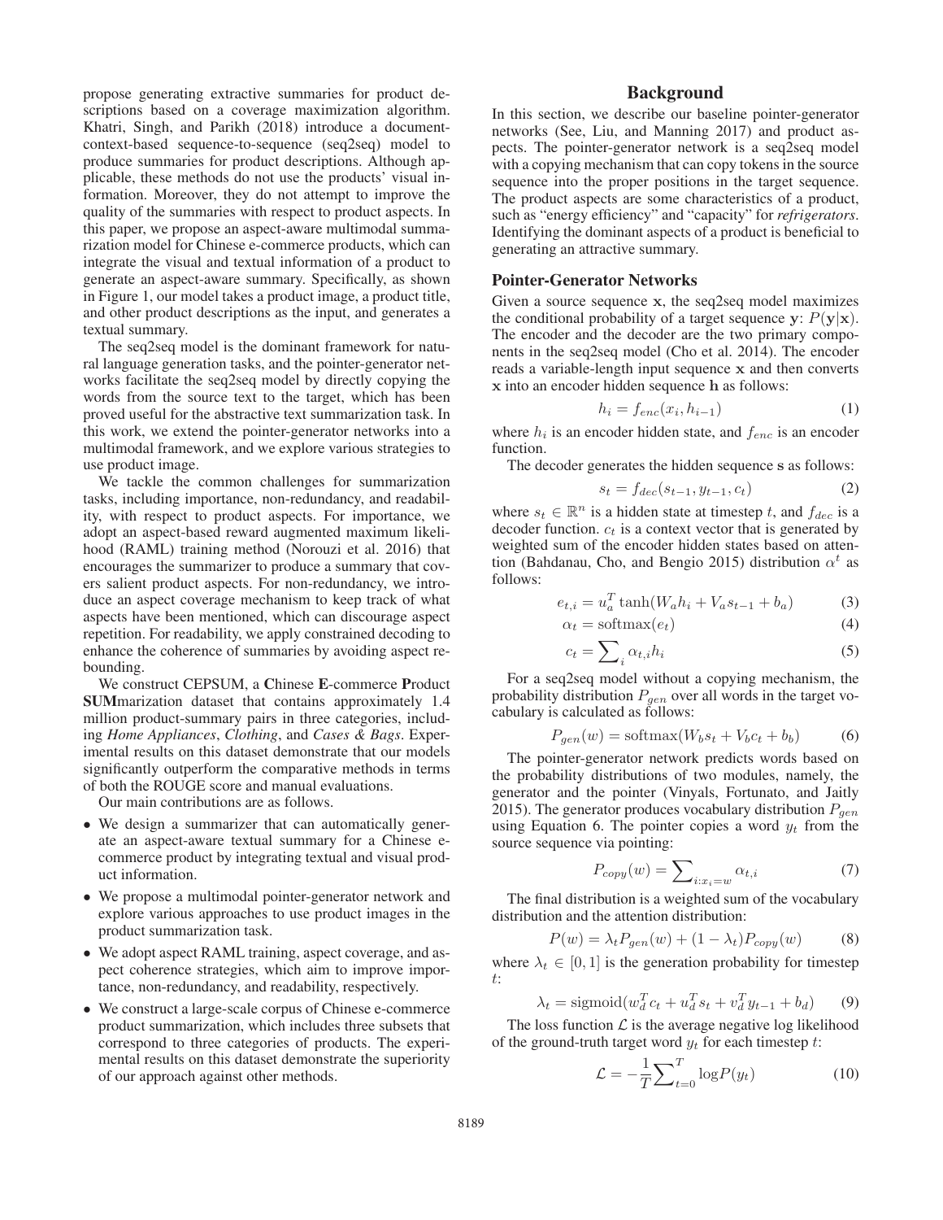propose generating extractive summaries for product descriptions based on a coverage maximization algorithm. Khatri, Singh, and Parikh (2018) introduce a document-context-based sequence-to-sequence (seq2seq) model to produce summaries for product descriptions. Although applicable, these methods do not use the products' visual information. Moreover, they do not attempt to improve the quality of the summaries with respect to product aspects. In this paper, we propose an aspect-aware multimodal summarization model for Chinese e-commerce products, which can integrate the visual and textual information of a product to generate an aspect-aware summary. Specifically, as shown in Figure 1, our model takes a product image, a product title, and other product descriptions as the input, and generates a textual summary.

The seq2seq model is the dominant framework for natural language generation tasks, and the pointer-generator networks facilitate the seq2seq model by directly copying the words from the source text to the target, which has been proved useful for the abstractive text summarization task. In this work, we extend the pointer-generator networks into a multimodal framework, and we explore various strategies to use product image.

We tackle the common challenges for summarization tasks, including importance, non-redundancy, and readability, with respect to product aspects. For importance, we adopt an aspect-based reward augmented maximum likelihood (RAML) training method (Norouzi et al. 2016) that encourages the summarizer to produce a summary that covers salient product aspects. For non-redundancy, we introduce an aspect coverage mechanism to keep track of what aspects have been mentioned, which can discourage aspect repetition. For readability, we apply constrained decoding to enhance the coherence of summaries by avoiding aspect rebounding.

We construct CEPSUM, a **C**hinese **E**-commerce **P**roduct **SUM**marization dataset that contains approximately 1.4 million product-summary pairs in three categories, including *Home Appliances*, *Clothing*, and *Cases & Bags*. Experimental results on this dataset demonstrate that our models significantly outperform the comparative methods in terms of both the ROUGE score and manual evaluations.

Our main contributions are as follows.

- We design a summarizer that can automatically generate an aspect-aware textual summary for a Chinese e-commerce product by integrating textual and visual product information.
- We propose a multimodal pointer-generator network and explore various approaches to use product images in the product summarization task.
- We adopt aspect RAML training, aspect coverage, and aspect coherence strategies, which aim to improve importance, non-redundancy, and readability, respectively.
- We construct a large-scale corpus of Chinese e-commerce product summarization, which includes three subsets that correspond to three categories of products. The experimental results on this dataset demonstrate the superiority of our approach against other methods.

## Background

In this section, we describe our baseline pointer-generator networks (See, Liu, and Manning 2017) and product aspects. The pointer-generator network is a seq2seq model with a copying mechanism that can copy tokens in the source sequence into the proper positions in the target sequence. The product aspects are some characteristics of a product, such as "energy efficiency" and "capacity" for *refrigerators*. Identifying the dominant aspects of a product is beneficial to generating an attractive summary.

### Pointer-Generator Networks

Given a source sequence $\mathbf{x}$, the seq2seq model maximizes the conditional probability of a target sequence $\mathbf{y}$: $P(\mathbf{y}|\mathbf{x})$. The encoder and the decoder are the two primary components in the seq2seq model (Cho et al. 2014). The encoder reads a variable-length input sequence $\mathbf{x}$ and then converts $\mathbf{x}$ into an encoder hidden sequence $\mathbf{h}$ as follows:

$$h_i = f_{enc}(x_i, h_{i-1}) \tag{1}$$

where $h_i$ is an encoder hidden state, and $f_{enc}$ is an encoder function.

The decoder generates the hidden sequence $\mathbf{s}$ as follows:

$$s_t = f_{dec}(s_{t-1}, y_{t-1}, c_t) \tag{2}$$

where $s_t \in \mathbb{R}^n$ is a hidden state at timestep $t$, and $f_{dec}$ is a decoder function. $c_t$ is a context vector that is generated by weighted sum of the encoder hidden states based on attention (Bahdanau, Cho, and Bengio 2015) distribution $\alpha^t$ as follows:

$$e_{t,i} = u_a^T \tanh(W_a h_i + V_a s_{t-1} + b_a) \tag{3}$$

$$\alpha_t = \text{softmax}(e_t) \tag{4}$$

$$c_t = \sum\nolimits_i \alpha_{t,i} h_i \tag{5}$$

For a seq2seq model without a copying mechanism, the probability distribution $P_{gen}$ over all words in the target vocabulary is calculated as follows:

$$P_{gen}(w) = \text{softmax}(W_b s_t + V_b c_t + b_b) \tag{6}$$

The pointer-generator network predicts words based on the probability distributions of two modules, namely, the generator and the pointer (Vinyals, Fortunato, and Jaitly 2015). The generator produces vocabulary distribution $P_{gen}$ using Equation 6. The pointer copies a word $y_t$ from the source sequence via pointing:

$$P_{copy}(w) = \sum\nolimits_{i:x_i=w} \alpha_{t,i} \tag{7}$$

The final distribution is a weighted sum of the vocabulary distribution and the attention distribution:

$$P(w) = \lambda_t P_{gen}(w) + (1 - \lambda_t) P_{copy}(w) \tag{8}$$

where $\lambda_t \in [0, 1]$ is the generation probability for timestep $t$:

$$\lambda_t = \text{sigmoid}(w_d^T c_t + u_d^T s_t + v_d^T y_{t-1} + b_d) \tag{9}$$

The loss function $\mathcal{L}$ is the average negative log likelihood of the ground-truth target word $y_t$ for each timestep $t$:

$$\mathcal{L} = -\frac{1}{T} \sum\nolimits_{t=0}^{T} \log P(y_t) \tag{10}$$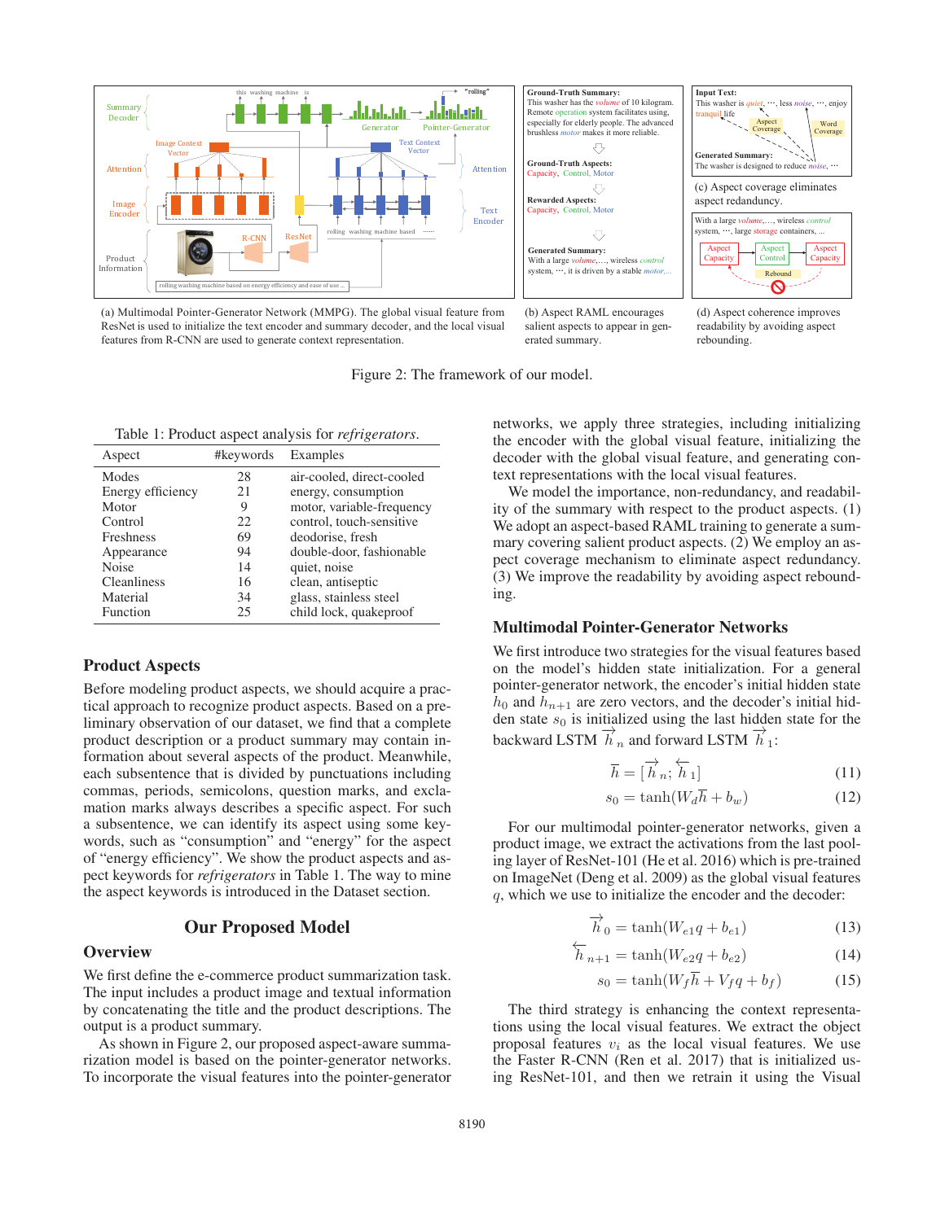(a) Multimodal Pointer-Generator Network (MMPG). The global visual feature from ResNet is used to initialize the text encoder and summary decoder, and the local visual features from R-CNN are used to generate context representation.

(b) Aspect RAML encourages salient aspects to appear in generated summary.

(c) Aspect coverage eliminates aspect redandundancy.

(d) Aspect coherence improves readability by avoiding aspect rebounding.

Figure 2: The framework of our model.

Table 1: Product aspect analysis for *refrigerators*.

| Aspect | #keywords | Examples |
|---|---|---|
| Modes | 28 | air-cooled, direct-cooled |
| Energy efficiency | 21 | energy, consumption |
| Motor | 9 | motor, variable-frequency |
| Control | 22 | control, touch-sensitive |
| Freshness | 69 | deodorise, fresh |
| Appearance | 94 | double-door, fashionable |
| Noise | 14 | quiet, noise |
| Cleanliness | 16 | clean, antiseptic |
| Material | 34 | glass, stainless steel |
| Function | 25 | child lock, quakeproof |

## Product Aspects

Before modeling product aspects, we should acquire a practical approach to recognize product aspects. Based on a preliminary observation of our dataset, we find that a complete product description or a product summary may contain information about several aspects of the product. Meanwhile, each subsentence that is divided by punctuations including commas, periods, semicolons, question marks, and exclamation marks always describes a specific aspect. For such a subsentence, we can identify its aspect using some keywords, such as "consumption" and "energy" for the aspect of "energy efficiency". We show the product aspects and aspect keywords for *refrigerators* in Table 1. The way to mine the aspect keywords is introduced in the Dataset section.

# Our Proposed Model

## Overview

We first define the e-commerce product summarization task. The input includes a product image and textual information by concatenating the title and the product descriptions. The output is a product summary.

As shown in Figure 2, our proposed aspect-aware summarization model is based on the pointer-generator networks. To incorporate the visual features into the pointer-generator networks, we apply three strategies, including initializing the encoder with the global visual feature, initializing the decoder with the global visual feature, and generating context representations with the local visual features.

We model the importance, non-redundancy, and readability of the summary with respect to the product aspects. (1) We adopt an aspect-based RAML training to generate a summary covering salient product aspects. (2) We employ an aspect coverage mechanism to eliminate aspect redundancy. (3) We improve the readability by avoiding aspect rebounding.

## Multimodal Pointer-Generator Networks

We first introduce two strategies for the visual features based on the model's hidden state initialization. For a general pointer-generator network, the encoder's initial hidden state $h_0$ and $h_{n+1}$ are zero vectors, and the decoder's initial hidden state $s_0$ is initialized using the last hidden state for the backward LSTM $\overrightarrow{h}_n$ and forward LSTM $\overleftarrow{h}_1$:

$$\overline{h} = [\overrightarrow{h}_n; \overleftarrow{h}_1] \tag{11}$$

$$s_0 = \tanh(W_d \overline{h} + b_w) \tag{12}$$

For our multimodal pointer-generator networks, given a product image, we extract the activations from the last pooling layer of ResNet-101 (He et al. 2016) which is pre-trained on ImageNet (Deng et al. 2009) as the global visual features $q$, which we use to initialize the encoder and the decoder:

$$\overrightarrow{h}_0 = \tanh(W_{e1} q + b_{e1}) \tag{13}$$

$$\overleftarrow{h}_{n+1} = \tanh(W_{e2} q + b_{e2}) \tag{14}$$

$$s_0 = \tanh(W_f \overline{h} + V_f q + b_f) \tag{15}$$

The third strategy is enhancing the context representations using the local visual features. We extract the object proposal features $v_i$ as the local visual features. We use the Faster R-CNN (Ren et al. 2017) that is initialized using ResNet-101, and then we retrain it using the Visual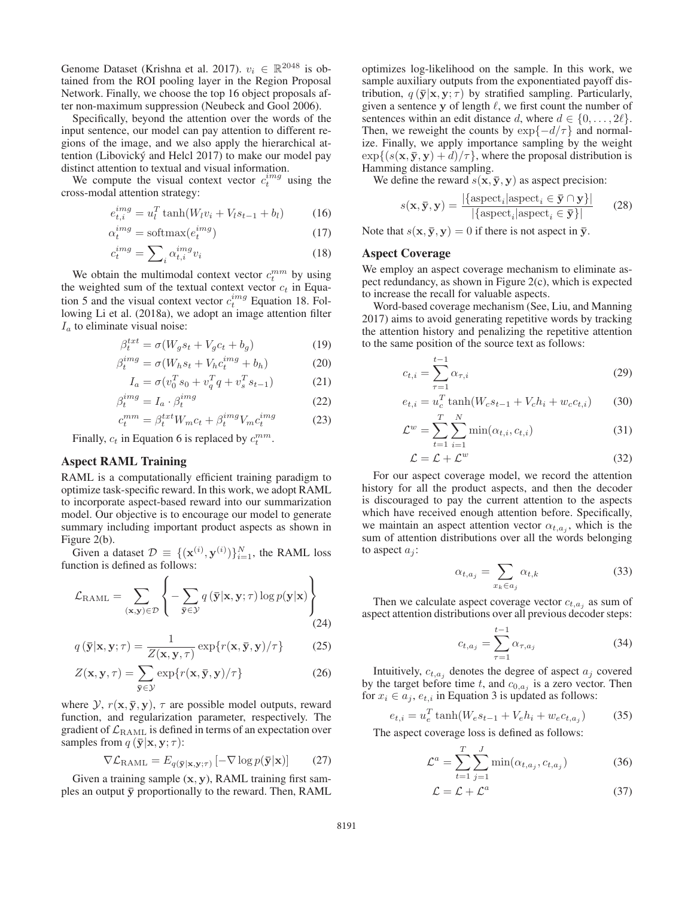Genome Dataset (Krishna et al. 2017). $v_i \in \mathbb{R}^{2048}$ is obtained from the ROI pooling layer in the Region Proposal Network. Finally, we choose the top 16 object proposals after non-maximum suppression (Neubeck and Gool 2006).

Specifically, beyond the attention over the words of the input sentence, our model can pay attention to different regions of the image, and we also apply the hierarchical attention (Libovický and Helcl 2017) to make our model pay distinct attention to textual and visual information.

We compute the visual context vector $c_t^{img}$ using the cross-modal attention strategy:

$$e_{t,i}^{img} = u_l^T \tanh(W_l v_i + V_l s_{t-1} + b_l) \tag{16}$$

$$\alpha_t^{img} = \text{softmax}(e_t^{img}) \tag{17}$$

$$c_t^{img} = \sum\nolimits_i \alpha_{t,i}^{img} v_i \tag{18}$$

We obtain the multimodal context vector $c_t^{mm}$ by using the weighted sum of the textual context vector $c_t$ in Equation 5 and the visual context vector $c_t^{img}$ Equation 18. Following Li et al. (2018a), we adopt an image attention filter $I_a$ to eliminate visual noise:

$$\beta_t^{txt} = \sigma(W_g s_t + V_g c_t + b_g) \tag{19}$$

$$\beta_t^{img} = \sigma(W_h s_t + V_h c_t^{img} + b_h) \tag{20}$$

$$I_a = \sigma(v_0^T s_0 + v_q^T q + v_s^T s_{t-1}) \tag{21}$$

$$\beta_t^{img} = I_a \cdot \beta_t^{img} \tag{22}$$

$$c_t^{mm} = \beta_t^{txt} W_m c_t + \beta_t^{img} V_m c_t^{img} \tag{23}$$

Finally, $c_t$ in Equation 6 is replaced by $c_t^{mm}$.

## Aspect RAML Training

RAML is a computationally efficient training paradigm to optimize task-specific reward. In this work, we adopt RAML to incorporate aspect-based reward into our summarization model. Our objective is to encourage our model to generate summary including important product aspects as shown in Figure 2(b).

Given a dataset $\mathcal{D} \equiv \{(\mathbf{x}^{(i)}, \mathbf{y}^{(i)})\}_{i=1}^N$, the RAML loss function is defined as follows:

$$\mathcal{L}_{\text{RAML}} = \sum_{(\mathbf{x},\mathbf{y}) \in \mathcal{D}} \left\{ - \sum_{\bar{\mathbf{y}} \in \mathcal{Y}} q\left(\bar{\mathbf{y}} | \mathbf{x}, \mathbf{y}; \tau\right) \log p(\mathbf{y}|\mathbf{x}) \right\} \tag{24}$$

$$q\left(\bar{\mathbf{y}} | \mathbf{x}, \mathbf{y}; \tau\right) = \frac{1}{Z(\mathbf{x}, \mathbf{y}, \tau)} \exp\{r(\mathbf{x}, \bar{\mathbf{y}}, \mathbf{y})/\tau\} \tag{25}$$

$$Z(\mathbf{x}, \mathbf{y}, \tau) = \sum_{\bar{\mathbf{y}} \in \mathcal{Y}} \exp\{r(\mathbf{x}, \bar{\mathbf{y}}, \mathbf{y})/\tau\} \tag{26}$$

where $\mathcal{Y}$, $r(\mathbf{x}, \bar{\mathbf{y}}, \mathbf{y})$, $\tau$ are possible model outputs, reward function, and regularization parameter, respectively. The gradient of $\mathcal{L}_{\text{RAML}}$ is defined in terms of an expectation over samples from $q\left(\bar{\mathbf{y}} | \mathbf{x}, \mathbf{y}; \tau\right)$:

$$\nabla \mathcal{L}_{\text{RAML}} = E_{q(\bar{\mathbf{y}}|\mathbf{x},\mathbf{y};\tau)} \left[ -\nabla \log p(\bar{\mathbf{y}}|\mathbf{x}) \right] \tag{27}$$

Given a training sample $(\mathbf{x}, \mathbf{y})$, RAML training first samples an output $\bar{\mathbf{y}}$ proportionally to the reward. Then, RAML optimizes log-likelihood on the sample. In this work, we sample auxiliary outputs from the exponentiated payoff distribution, $q\left(\bar{\mathbf{y}} | \mathbf{x}, \mathbf{y}; \tau\right)$ by stratified sampling. Particularly, given a sentence $\mathbf{y}$ of length $\ell$, we first count the number of sentences within an edit distance $d$, where $d \in \{0, \ldots, 2\ell\}$. Then, we reweight the counts by $\exp\{-d/\tau\}$ and normalize. Finally, we apply importance sampling by the weight $\exp\{(s(\mathbf{x}, \bar{\mathbf{y}}, \mathbf{y}) + d)/\tau\}$, where the proposal distribution is Hamming distance sampling.

We define the reward $s(\mathbf{x}, \bar{\mathbf{y}}, \mathbf{y})$ as aspect precision:

$$s(\mathbf{x}, \bar{\mathbf{y}}, \mathbf{y}) = \frac{|\{\text{aspect}_i | \text{aspect}_i \in \bar{\mathbf{y}} \cap \mathbf{y}\}|}{|\{\text{aspect}_i | \text{aspect}_i \in \bar{\mathbf{y}}\}|} \tag{28}$$

Note that $s(\mathbf{x}, \bar{\mathbf{y}}, \mathbf{y}) = 0$ if there is not aspect in $\bar{\mathbf{y}}$.

## Aspect Coverage

We employ an aspect coverage mechanism to eliminate aspect redundancy, as shown in Figure 2(c), which is expected to increase the recall for valuable aspects.

Word-based coverage mechanism (See, Liu, and Manning 2017) aims to avoid generating repetitive words by tracking the attention history and penalizing the repetitive attention to the same position of the source text as follows:

$$c_{t,i} = \sum_{\tau=1}^{t-1} \alpha_{\tau,i} \tag{29}$$

$$e_{t,i} = u_c^T \tanh(W_c s_{t-1} + V_c h_i + w_c c_{t,i}) \tag{30}$$

$$\mathcal{L}^w = \sum_{t=1}^{T} \sum_{i=1}^{N} \min(\alpha_{t,i}, c_{t,i}) \tag{31}$$

$$\mathcal{L} = \mathcal{L} + \mathcal{L}^w \tag{32}$$

For our aspect coverage model, we record the attention history for all the product aspects, and then the decoder is discouraged to pay the current attention to the aspects which have received enough attention before. Specifically, we maintain an aspect attention vector $\alpha_{t,a_j}$, which is the sum of attention distributions over all the words belonging to aspect $a_j$:

$$\alpha_{t,a_j} = \sum_{x_k \in a_j} \alpha_{t,k} \tag{33}$$

Then we calculate aspect coverage vector $c_{t,a_j}$ as sum of aspect attention distributions over all previous decoder steps:

$$c_{t,a_j} = \sum_{\tau=1}^{t-1} \alpha_{\tau,a_j} \tag{34}$$

Intuitively, $c_{t,a_j}$ denotes the degree of aspect $a_j$ covered by the target before time $t$, and $c_{0,a_j}$ is a zero vector. Then for $x_i \in a_j$, $e_{t,i}$ in Equation 3 is updated as follows:

$$e_{t,i} = u_e^T \tanh(W_e s_{t-1} + V_e h_i + w_e c_{t,a_j}) \tag{35}$$

The aspect coverage loss is defined as follows:

$$\mathcal{L}^a = \sum_{t=1}^{T} \sum_{j=1}^{J} \min(\alpha_{t,a_j}, c_{t,a_j}) \tag{36}$$

$$\mathcal{L} = \mathcal{L} + \mathcal{L}^a \tag{37}$$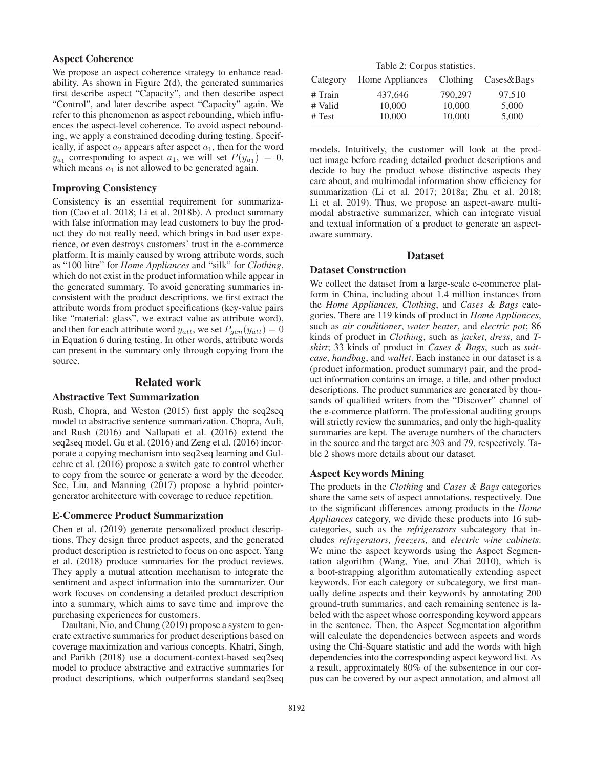### Aspect Coherence

We propose an aspect coherence strategy to enhance readability. As shown in Figure 2(d), the generated summaries first describe aspect "Capacity", and then describe aspect "Control", and later describe aspect "Capacity" again. We refer to this phenomenon as aspect rebounding, which influences the aspect-level coherence. To avoid aspect rebounding, we apply a constrained decoding during testing. Specifically, if aspect $a_2$ appears after aspect $a_1$, then for the word $y_{a_1}$ corresponding to aspect $a_1$, we will set $P(y_{a_1}) = 0$, which means $a_1$ is not allowed to be generated again.

### Improving Consistency

Consistency is an essential requirement for summarization (Cao et al. 2018; Li et al. 2018b). A product summary with false information may lead customers to buy the product they do not really need, which brings in bad user experience, or even destroys customers' trust in the e-commerce platform. It is mainly caused by wrong attribute words, such as "100 litre" for *Home Appliances* and "silk" for *Clothing*, which do not exist in the product information while appear in the generated summary. To avoid generating summaries inconsistent with the product descriptions, we first extract the attribute words from product specifications (key-value pairs like "material: glass", we extract value as attribute word), and then for each attribute word $y_{att}$, we set $P_{gen}(y_{att}) = 0$ in Equation 6 during testing. In other words, attribute words can present in the summary only through copying from the source.

## Related work

### Abstractive Text Summarization

Rush, Chopra, and Weston (2015) first apply the seq2seq model to abstractive sentence summarization. Chopra, Auli, and Rush (2016) and Nallapati et al. (2016) extend the seq2seq model. Gu et al. (2016) and Zeng et al. (2016) incorporate a copying mechanism into seq2seq learning and Gulcehre et al. (2016) propose a switch gate to control whether to copy from the source or generate a word by the decoder. See, Liu, and Manning (2017) propose a hybrid pointer-generator architecture with coverage to reduce repetition.

### E-Commerce Product Summarization

Chen et al. (2019) generate personalized product descriptions. They design three product aspects, and the generated product description is restricted to focus on one aspect. Yang et al. (2018) produce summaries for the product reviews. They apply a mutual attention mechanism to integrate the sentiment and aspect information into the summarizer. Our work focuses on condensing a detailed product description into a summary, which aims to save time and improve the purchasing experiences for customers.

Daultani, Nio, and Chung (2019) propose a system to generate extractive summaries for product descriptions based on coverage maximization and various concepts. Khatri, Singh, and Parikh (2018) use a document-context-based seq2seq model to produce abstractive and extractive summaries for product descriptions, which outperforms standard seq2seq models. Intuitively, the customer will look at the product image before reading detailed product descriptions and decide to buy the product whose distinctive aspects they care about, and multimodal information show efficiency for summarization (Li et al. 2017; 2018a; Zhu et al. 2018; Li et al. 2019). Thus, we propose an aspect-aware multimodal abstractive summarizer, which can integrate visual and textual information of a product to generate an aspect-aware summary.

Table 2: Corpus statistics.

| Category | Home Appliances | Clothing | Cases&Bags |
|---|---|---|---|
| # Train | 437,646 | 790,297 | 97,510 |
| # Valid | 10,000 | 10,000 | 5,000 |
| # Test | 10,000 | 10,000 | 5,000 |

## Dataset

### Dataset Construction

We collect the dataset from a large-scale e-commerce platform in China, including about 1.4 million instances from the *Home Appliances*, *Clothing*, and *Cases & Bags* categories. There are 119 kinds of product in *Home Appliances*, such as *air conditioner*, *water heater*, and *electric pot*; 86 kinds of product in *Clothing*, such as *jacket*, *dress*, and *T-shirt*; 33 kinds of product in *Cases & Bags*, such as *suitcase*, *handbag*, and *wallet*. Each instance in our dataset is a (product information, product summary) pair, and the product information contains an image, a title, and other product descriptions. The product summaries are generated by thousands of qualified writers from the "Discover" channel of the e-commerce platform. The professional auditing groups will strictly review the summaries, and only the high-quality summaries are kept. The average numbers of the characters in the source and the target are 303 and 79, respectively. Table 2 shows more details about our dataset.

### Aspect Keywords Mining

The products in the *Clothing* and *Cases & Bags* categories share the same sets of aspect annotations, respectively. Due to the significant differences among products in the *Home Appliances* category, we divide these products into 16 subcategories, such as the *refrigerators* subcategory that includes *refrigerators*, *freezers*, and *electric wine cabinets*. We mine the aspect keywords using the Aspect Segmentation algorithm (Wang, Yue, and Zhai 2010), which is a boot-strapping algorithm automatically extending aspect keywords. For each category or subcategory, we first manually define aspects and their keywords by annotating 200 ground-truth summaries, and each remaining sentence is labeled with the aspect whose corresponding keyword appears in the sentence. Then, the Aspect Segmentation algorithm will calculate the dependencies between aspects and words using the Chi-Square statistic and add the words with high dependencies into the corresponding aspect keyword list. As a result, approximately 80% of the subsentence in our corpus can be covered by our aspect annotation, and almost all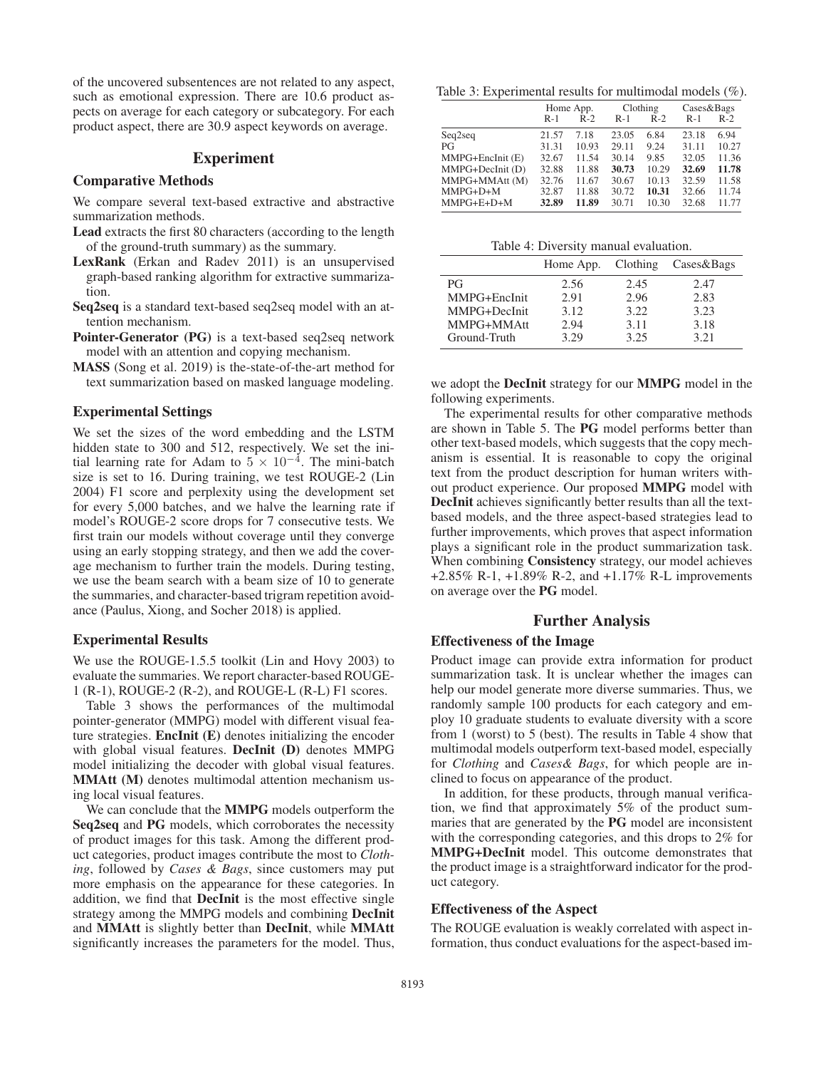of the uncovered subsentences are not related to any aspect, such as emotional expression. There are 10.6 product aspects on average for each category or subcategory. For each product aspect, there are 30.9 aspect keywords on average.

## Experiment

### Comparative Methods

We compare several text-based extractive and abstractive summarization methods.

**Lead** extracts the first 80 characters (according to the length of the ground-truth summary) as the summary.

**LexRank** (Erkan and Radev 2011) is an unsupervised graph-based ranking algorithm for extractive summarization.

**Seq2seq** is a standard text-based seq2seq model with an attention mechanism.

**Pointer-Generator (PG)** is a text-based seq2seq network model with an attention and copying mechanism.

**MASS** (Song et al. 2019) is the-state-of-the-art method for text summarization based on masked language modeling.

### Experimental Settings

We set the sizes of the word embedding and the LSTM hidden state to 300 and 512, respectively. We set the initial learning rate for Adam to $5 \times 10^{-4}$. The mini-batch size is set to 16. During training, we test ROUGE-2 (Lin 2004) F1 score and perplexity using the development set for every 5,000 batches, and we halve the learning rate if model's ROUGE-2 score drops for 7 consecutive tests. We first train our models without coverage until they converge using an early stopping strategy, and then we add the coverage mechanism to further train the models. During testing, we use the beam search with a beam size of 10 to generate the summaries, and character-based trigram repetition avoidance (Paulus, Xiong, and Socher 2018) is applied.

### Experimental Results

We use the ROUGE-1.5.5 toolkit (Lin and Hovy 2003) to evaluate the summaries. We report character-based ROUGE-1 (R-1), ROUGE-2 (R-2), and ROUGE-L (R-L) F1 scores.

Table 3 shows the performances of the multimodal pointer-generator (MMPG) model with different visual feature strategies. **EncInit (E)** denotes initializing the encoder with global visual features. **DecInit (D)** denotes MMPG model initializing the decoder with global visual features. **MMAtt (M)** denotes multimodal attention mechanism using local visual features.

We can conclude that the **MMPG** models outperform the **Seq2seq** and **PG** models, which corroborates the necessity of product images for this task. Among the different product categories, product images contribute the most to *Clothing*, followed by *Cases & Bags*, since customers may put more emphasis on the appearance for these categories. In addition, we find that **DecInit** is the most effective single strategy among the MMPG models and combining **DecInit** and **MMAtt** is slightly better than **DecInit**, while **MMAtt** significantly increases the parameters for the model. Thus, we adopt the **DecInit** strategy for our **MMPG** model in the following experiments.

Table 3: Experimental results for multimodal models (%).

| | Home App. | | Clothing | | Cases&Bags | |
|---|---|---|---|---|---|---|
| | R-1 | R-2 | R-1 | R-2 | R-1 | R-2 |
| Seq2seq | 21.57 | 7.18 | 23.05 | 6.84 | 23.18 | 6.94 |
| PG | 31.31 | 10.93 | 29.11 | 9.24 | 31.11 | 10.27 |
| MMPG+EncInit (E) | 32.67 | 11.54 | 30.14 | 9.85 | 32.05 | 11.36 |
| MMPG+DecInit (D) | 32.88 | 11.88 | **30.73** | 10.29 | **32.69** | **11.78** |
| MMPG+MMAtt (M) | 32.76 | 11.67 | 30.67 | 10.13 | 32.59 | 11.58 |
| MMPG+D+M | 32.87 | 11.88 | 30.72 | **10.31** | 32.66 | 11.74 |
| MMPG+E+D+M | **32.89** | **11.89** | 30.71 | 10.30 | 32.68 | 11.77 |

Table 4: Diversity manual evaluation.

| | Home App. | Clothing | Cases&Bags |
|---|---|---|---|
| PG | 2.56 | 2.45 | 2.47 |
| MMPG+EncInit | 2.91 | 2.96 | 2.83 |
| MMPG+DecInit | 3.12 | 3.22 | 3.23 |
| MMPG+MMAtt | 2.94 | 3.11 | 3.18 |
| Ground-Truth | 3.29 | 3.25 | 3.21 |

The experimental results for other comparative methods are shown in Table 5. The **PG** model performs better than other text-based models, which suggests that the copy mechanism is essential. It is reasonable to copy the original text from the product description for human writers without product experience. Our proposed **MMPG** model with **DecInit** achieves significantly better results than all the text-based models, and the three aspect-based strategies lead to further improvements, which proves that aspect information plays a significant role in the product summarization task. When combining **Consistency** strategy, our model achieves +2.85% R-1, +1.89% R-2, and +1.17% R-L improvements on average over the **PG** model.

## Further Analysis

### Effectiveness of the Image

Product image can provide extra information for product summarization task. It is unclear whether the images can help our model generate more diverse summaries. Thus, we randomly sample 100 products for each category and employ 10 graduate students to evaluate diversity with a score from 1 (worst) to 5 (best). The results in Table 4 show that multimodal models outperform text-based model, especially for *Clothing* and *Cases& Bags*, for which people are inclined to focus on appearance of the product.

In addition, for these products, through manual verification, we find that approximately 5% of the product summaries that are generated by the **PG** model are inconsistent with the corresponding categories, and this drops to 2% for **MMPG+DecInit** model. This outcome demonstrates that the product image is a straightforward indicator for the product category.

### Effectiveness of the Aspect

The ROUGE evaluation is weakly correlated with aspect information, thus conduct evaluations for the aspect-based im-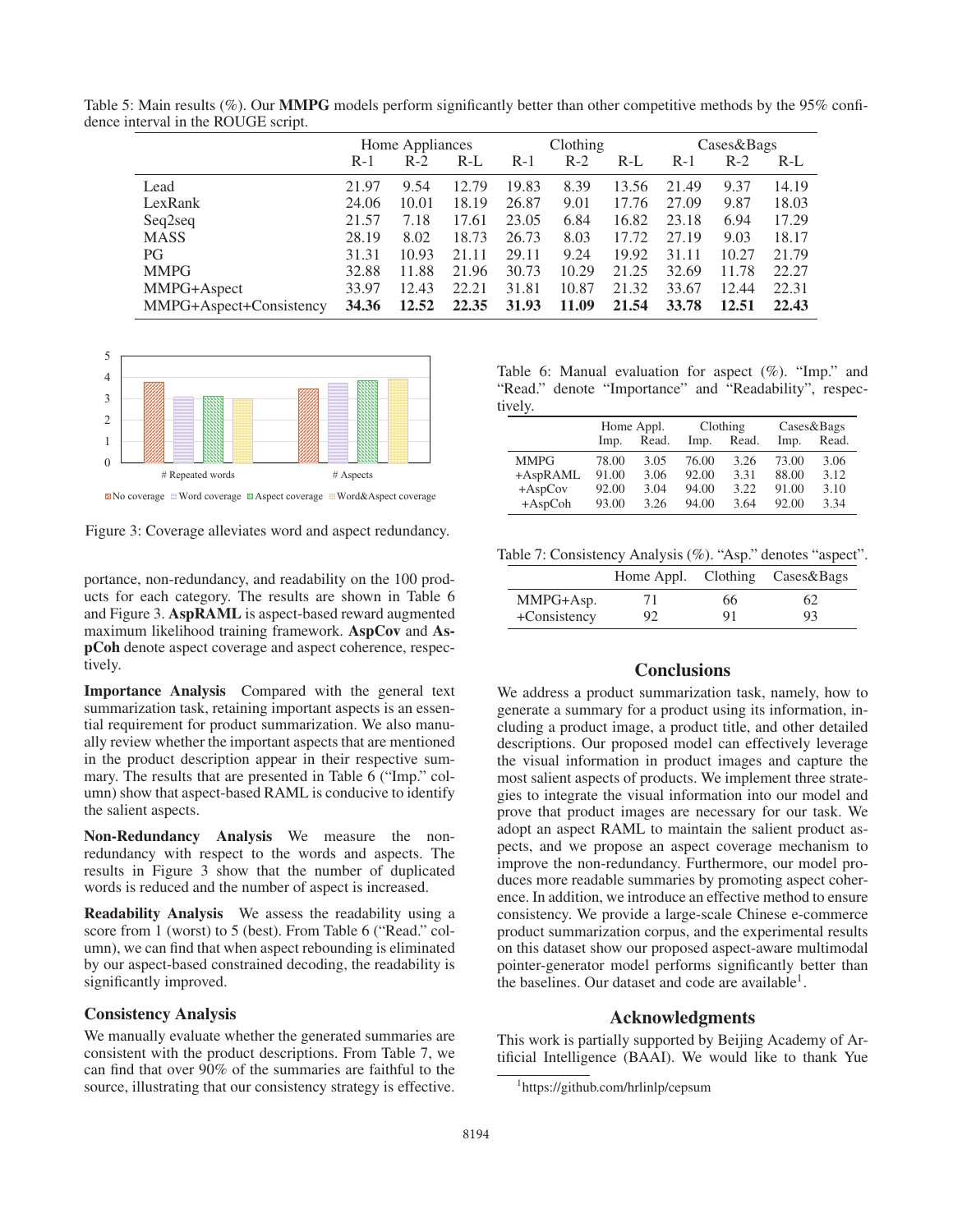Table 5: Main results (%). Our **MMPG** models perform significantly better than other competitive methods by the 95% confidence interval in the ROUGE script.

| | Home Appliances | | | Clothing | | | Cases&Bags | | |
|---|---|---|---|---|---|---|---|---|---|
| | R-1 | R-2 | R-L | R-1 | R-2 | R-L | R-1 | R-2 | R-L |
| Lead | 21.97 | 9.54 | 12.79 | 19.83 | 8.39 | 13.56 | 21.49 | 9.37 | 14.19 |
| LexRank | 24.06 | 10.01 | 18.19 | 26.87 | 9.01 | 17.76 | 27.09 | 9.87 | 18.03 |
| Seq2seq | 21.57 | 7.18 | 17.61 | 23.05 | 6.84 | 16.82 | 23.18 | 6.94 | 17.29 |
| MASS | 28.19 | 8.02 | 18.73 | 26.73 | 8.03 | 17.72 | 27.19 | 9.03 | 18.17 |
| PG | 31.31 | 10.93 | 21.11 | 29.11 | 9.24 | 19.92 | 31.11 | 10.27 | 21.79 |
| MMPG | 32.88 | 11.88 | 21.96 | 30.73 | 10.29 | 21.25 | 32.69 | 11.78 | 22.27 |
| MMPG+Aspect | 33.97 | 12.43 | 22.21 | 31.81 | 10.87 | 21.32 | 33.67 | 12.44 | 22.31 |
| MMPG+Aspect+Consistency | **34.36** | **12.52** | **22.35** | **31.93** | **11.09** | **21.54** | **33.78** | **12.51** | **22.43** |

Figure 3: Coverage alleviates word and aspect redundancy.

portance, non-redundancy, and readability on the 100 products for each category. The results are shown in Table 6 and Figure 3. **AspRAML** is aspect-based reward augmented maximum likelihood training framework. **AspCov** and **AspCoh** denote aspect coverage and aspect coherence, respectively.

**Importance Analysis** Compared with the general text summarization task, retaining important aspects is an essential requirement for product summarization. We also manually review whether the important aspects that are mentioned in the product description appear in their respective summary. The results that are presented in Table 6 ("Imp." column) show that aspect-based RAML is conducive to identify the salient aspects.

**Non-Redundancy Analysis** We measure the non-redundancy with respect to the words and aspects. The results in Figure 3 show that the number of duplicated words is reduced and the number of aspect is increased.

**Readability Analysis** We assess the readability using a score from 1 (worst) to 5 (best). From Table 6 ("Read." column), we can find that when aspect rebounding is eliminated by our aspect-based constrained decoding, the readability is significantly improved.

### Consistency Analysis

We manually evaluate whether the generated summaries are consistent with the product descriptions. From Table 7, we can find that over 90% of the summaries are faithful to the source, illustrating that our consistency strategy is effective.

Table 6: Manual evaluation for aspect (%). "Imp." and "Read." denote "Importance" and "Readability", respectively.

| | Home Appl. | | Clothing | | Cases&Bags | |
|---|---|---|---|---|---|---|
| | Imp. | Read. | Imp. | Read. | Imp. | Read. |
| MMPG | 78.00 | 3.05 | 76.00 | 3.26 | 73.00 | 3.06 |
| +AspRAML | 91.00 | 3.06 | 92.00 | 3.31 | 88.00 | 3.12 |
| +AspCov | 92.00 | 3.04 | 94.00 | 3.22 | 91.00 | 3.10 |
| +AspCoh | 93.00 | 3.26 | 94.00 | 3.64 | 92.00 | 3.34 |

Table 7: Consistency Analysis (%). "Asp." denotes "aspect".

| | Home Appl. | Clothing | Cases&Bags |
|---|---|---|---|
| MMPG+Asp. | 71 | 66 | 62 |
| +Consistency | 92 | 91 | 93 |

## Conclusions

We address a product summarization task, namely, how to generate a summary for a product using its information, including a product image, a product title, and other detailed descriptions. Our proposed model can effectively leverage the visual information in product images and capture the most salient aspects of products. We implement three strategies to integrate the visual information into our model and prove that product images are necessary for our task. We adopt an aspect RAML to maintain the salient product aspects, and we propose an aspect coverage mechanism to improve the non-redundancy. Furthermore, our model produces more readable summaries by promoting aspect coherence. In addition, we introduce an effective method to ensure consistency. We provide a large-scale Chinese e-commerce product summarization corpus, and the experimental results on this dataset show our proposed aspect-aware multimodal pointer-generator model performs significantly better than the baselines. Our dataset and code are available[1].

## Acknowledgments

This work is partially supported by Beijing Academy of Artificial Intelligence (BAAI). We would like to thank Yue

[1] https://github.com/hrlinlp/cepsum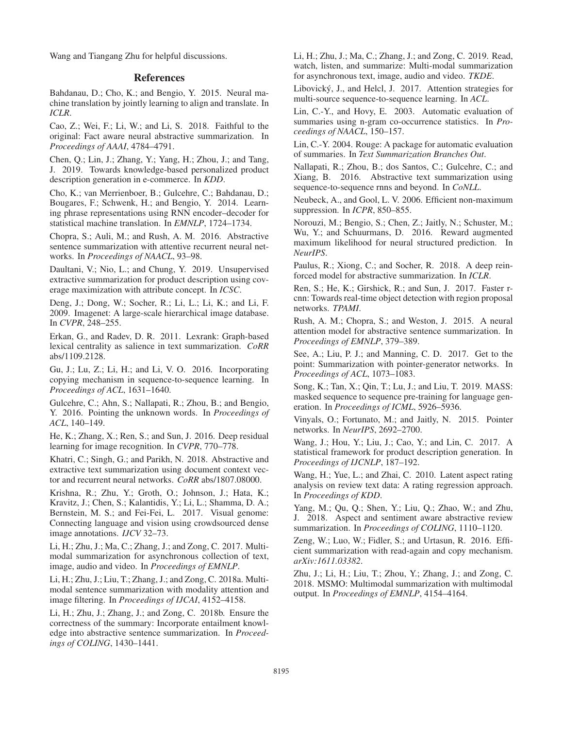Wang and Tiangang Zhu for helpful discussions.

## References

Bahdanau, D.; Cho, K.; and Bengio, Y. 2015. Neural machine translation by jointly learning to align and translate. In *ICLR*.

Cao, Z.; Wei, F.; Li, W.; and Li, S. 2018. Faithful to the original: Fact aware neural abstractive summarization. In *Proceedings of AAAI*, 4784–4791.

Chen, Q.; Lin, J.; Zhang, Y.; Yang, H.; Zhou, J.; and Tang, J. 2019. Towards knowledge-based personalized product description generation in e-commerce. In *KDD*.

Cho, K.; van Merrienboer, B.; Gulcehre, C.; Bahdanau, D.; Bougares, F.; Schwenk, H.; and Bengio, Y. 2014. Learning phrase representations using RNN encoder–decoder for statistical machine translation. In *EMNLP*, 1724–1734.

Chopra, S.; Auli, M.; and Rush, A. M. 2016. Abstractive sentence summarization with attentive recurrent neural networks. In *Proceedings of NAACL*, 93–98.

Daultani, V.; Nio, L.; and Chung, Y. 2019. Unsupervised extractive summarization for product description using coverage maximization with attribute concept. In *ICSC*.

Deng, J.; Dong, W.; Socher, R.; Li, L.; Li, K.; and Li, F. 2009. Imagenet: A large-scale hierarchical image database. In *CVPR*, 248–255.

Erkan, G., and Radev, D. R. 2011. Lexrank: Graph-based lexical centrality as salience in text summarization. *CoRR* abs/1109.2128.

Gu, J.; Lu, Z.; Li, H.; and Li, V. O. 2016. Incorporating copying mechanism in sequence-to-sequence learning. In *Proceedings of ACL*, 1631–1640.

Gulcehre, C.; Ahn, S.; Nallapati, R.; Zhou, B.; and Bengio, Y. 2016. Pointing the unknown words. In *Proceedings of ACL*, 140–149.

He, K.; Zhang, X.; Ren, S.; and Sun, J. 2016. Deep residual learning for image recognition. In *CVPR*, 770–778.

Khatri, C.; Singh, G.; and Parikh, N. 2018. Abstractive and extractive text summarization using document context vector and recurrent neural networks. *CoRR* abs/1807.08000.

Krishna, R.; Zhu, Y.; Groth, O.; Johnson, J.; Hata, K.; Kravitz, J.; Chen, S.; Kalantidis, Y.; Li, L.; Shamma, D. A.; Bernstein, M. S.; and Fei-Fei, L. 2017. Visual genome: Connecting language and vision using crowdsourced dense image annotations. *IJCV* 32–73.

Li, H.; Zhu, J.; Ma, C.; Zhang, J.; and Zong, C. 2017. Multi-modal summarization for asynchronous collection of text, image, audio and video. In *Proceedings of EMNLP*.

Li, H.; Zhu, J.; Liu, T.; Zhang, J.; and Zong, C. 2018a. Multi-modal sentence summarization with modality attention and image filtering. In *Proceedings of IJCAI*, 4152–4158.

Li, H.; Zhu, J.; Zhang, J.; and Zong, C. 2018b. Ensure the correctness of the summary: Incorporate entailment knowledge into abstractive sentence summarization. In *Proceedings of COLING*, 1430–1441.

Li, H.; Zhu, J.; Ma, C.; Zhang, J.; and Zong, C. 2019. Read, watch, listen, and summarize: Multi-modal summarization for asynchronous text, image, audio and video. *TKDE*.

Libovický, J., and Helcl, J. 2017. Attention strategies for multi-source sequence-to-sequence learning. In *ACL*.

Lin, C.-Y., and Hovy, E. 2003. Automatic evaluation of summaries using n-gram co-occurrence statistics. In *Proceedings of NAACL*, 150–157.

Lin, C.-Y. 2004. Rouge: A package for automatic evaluation of summaries. In *Text Summarization Branches Out*.

Nallapati, R.; Zhou, B.; dos Santos, C.; Gulcehre, C.; and Xiang, B. 2016. Abstractive text summarization using sequence-to-sequence rnns and beyond. In *CoNLL*.

Neubeck, A., and Gool, L. V. 2006. Efficient non-maximum suppression. In *ICPR*, 850–855.

Norouzi, M.; Bengio, S.; Chen, Z.; Jaitly, N.; Schuster, M.; Wu, Y.; and Schuurmans, D. 2016. Reward augmented maximum likelihood for neural structured prediction. In *NeurIPS*.

Paulus, R.; Xiong, C.; and Socher, R. 2018. A deep reinforced model for abstractive summarization. In *ICLR*.

Ren, S.; He, K.; Girshick, R.; and Sun, J. 2017. Faster r-cnn: Towards real-time object detection with region proposal networks. *TPAMI*.

Rush, A. M.; Chopra, S.; and Weston, J. 2015. A neural attention model for abstractive sentence summarization. In *Proceedings of EMNLP*, 379–389.

See, A.; Liu, P. J.; and Manning, C. D. 2017. Get to the point: Summarization with pointer-generator networks. In *Proceedings of ACL*, 1073–1083.

Song, K.; Tan, X.; Qin, T.; Lu, J.; and Liu, T. 2019. MASS: masked sequence to sequence pre-training for language generation. In *Proceedings of ICML*, 5926–5936.

Vinyals, O.; Fortunato, M.; and Jaitly, N. 2015. Pointer networks. In *NeurIPS*, 2692–2700.

Wang, J.; Hou, Y.; Liu, J.; Cao, Y.; and Lin, C. 2017. A statistical framework for product description generation. In *Proceedings of IJCNLP*, 187–192.

Wang, H.; Yue, L.; and Zhai, C. 2010. Latent aspect rating analysis on review text data: A rating regression approach. In *Proceedings of KDD*.

Yang, M.; Qu, Q.; Shen, Y.; Liu, Q.; Zhao, W.; and Zhu, J. 2018. Aspect and sentiment aware abstractive review summarization. In *Proceedings of COLING*, 1110–1120.

Zeng, W.; Luo, W.; Fidler, S.; and Urtasun, R. 2016. Efficient summarization with read-again and copy mechanism. *arXiv:1611.03382*.

Zhu, J.; Li, H.; Liu, T.; Zhou, Y.; Zhang, J.; and Zong, C. 2018. MSMO: Multimodal summarization with multimodal output. In *Proceedings of EMNLP*, 4154–4164.